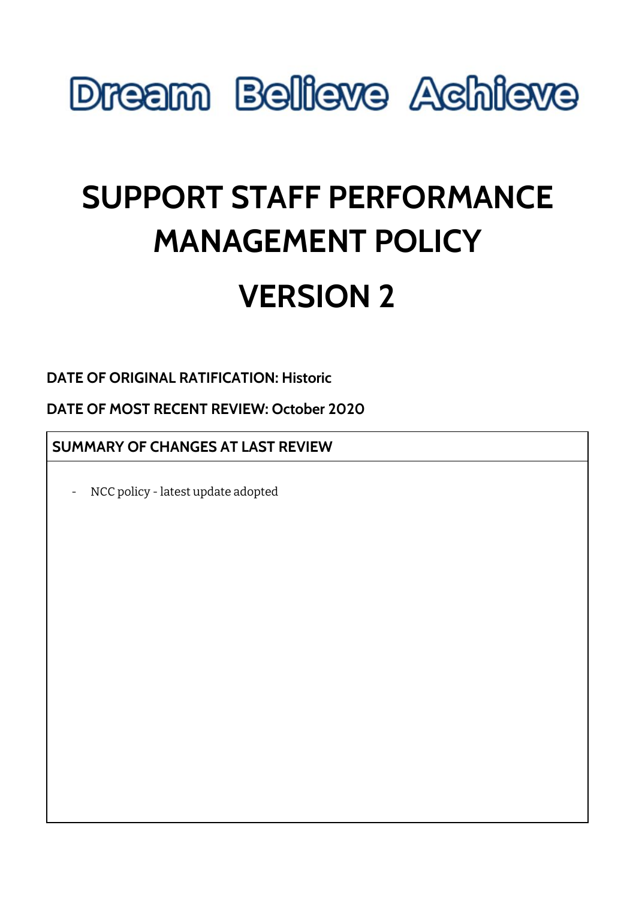# Dream Believe Achieve

# SUPPORT STAFF PERFORMANCE MANAGEMENT POLICY

# VERSION 2

**DATE OF ORIGINAL RATIFICATION: Historic**

**DATE OF MOST RECENT REVIEW: October 2020**

| SUMMARY OF CHANGES AT LAST REVIEW |
| --- |
| - NCC policy - latest update adopted |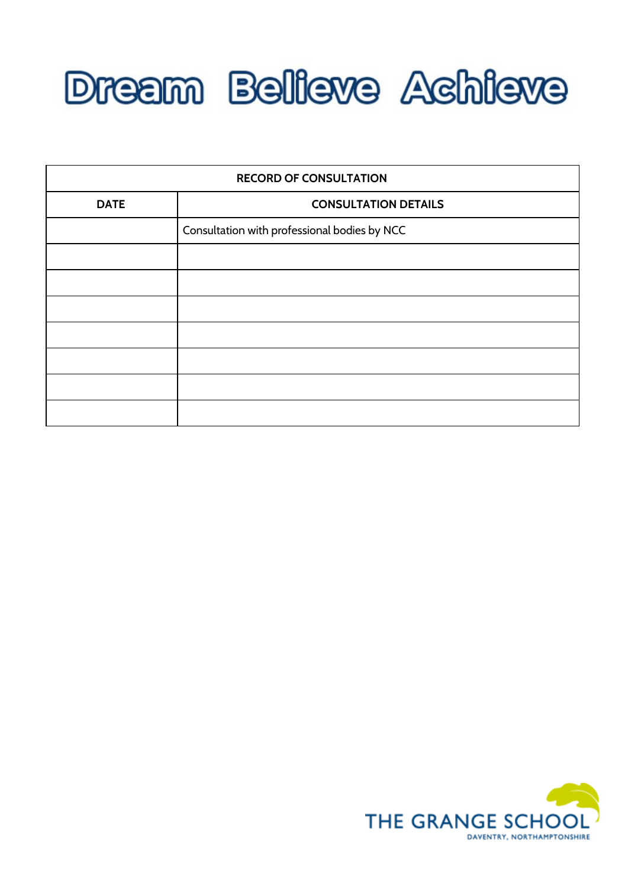# Dream Believe Achieve

| RECORD OF CONSULTATION | |
|---|---|
| **DATE** | **CONSULTATION DETAILS** |
| | Consultation with professional bodies by NCC |
| | |
| | |
| | |
| | |
| | |
| | |
| | |

THE GRANGE SCHOOL
DAVENTRY, NORTHAMPTONSHIRE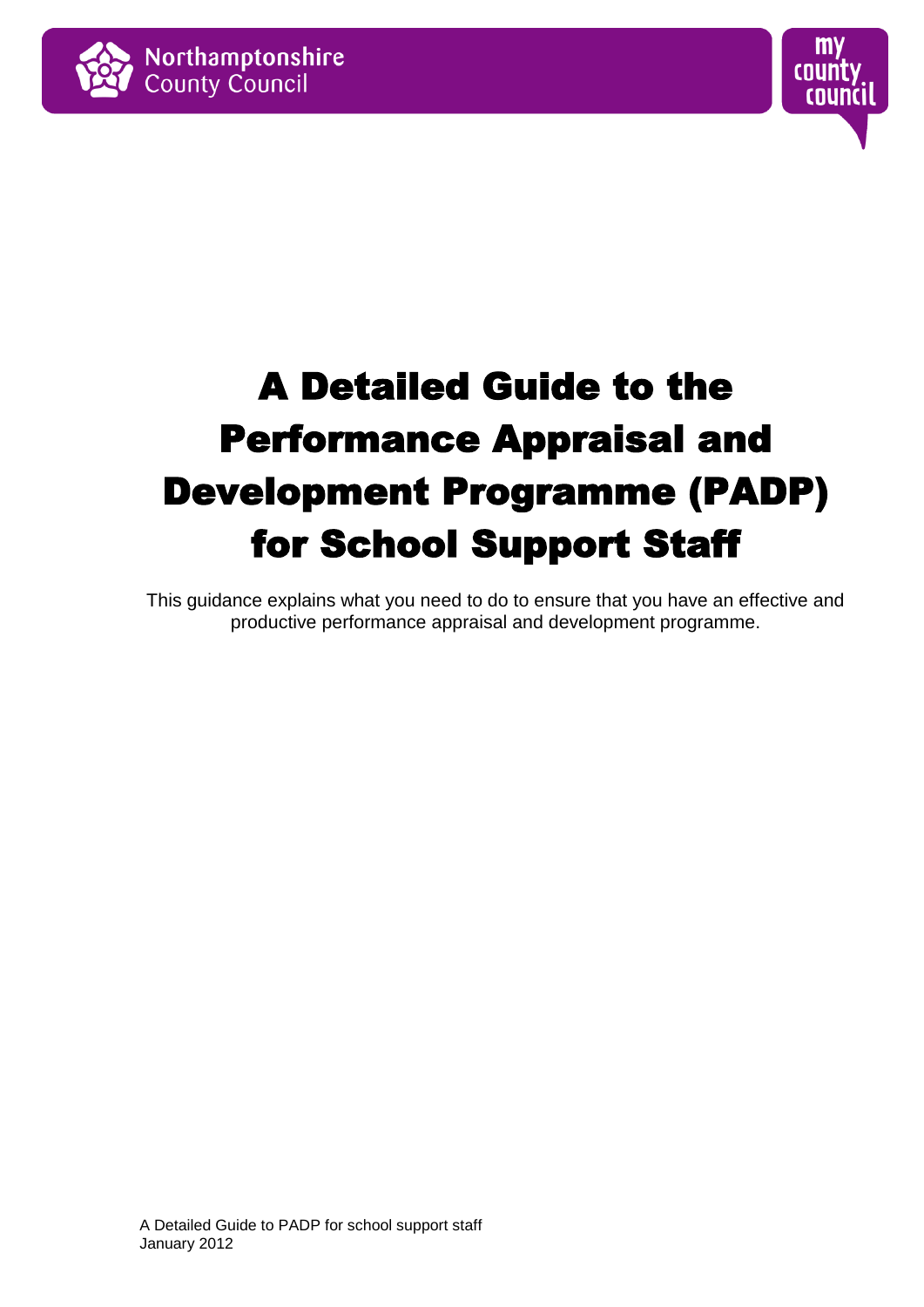# A Detailed Guide to the Performance Appraisal and Development Programme (PADP) for School Support Staff

This guidance explains what you need to do to ensure that you have an effective and productive performance appraisal and development programme.

A Detailed Guide to PADP for school support staff
January 2012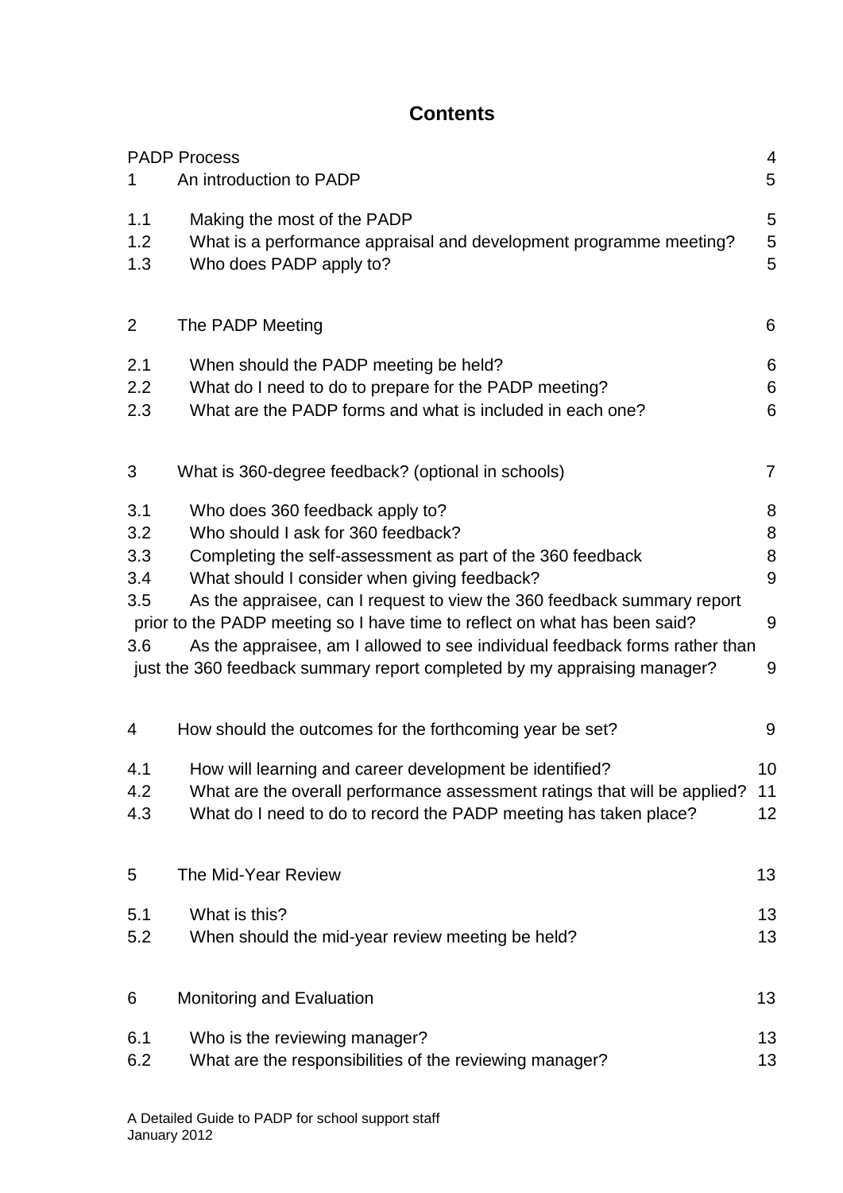# Contents

| | | |
|---|---|---|
| | PADP Process | 4 |
| 1 | An introduction to PADP | 5 |
| 1.1 | Making the most of the PADP | 5 |
| 1.2 | What is a performance appraisal and development programme meeting? | 5 |
| 1.3 | Who does PADP apply to? | 5 |
| 2 | The PADP Meeting | 6 |
| 2.1 | When should the PADP meeting be held? | 6 |
| 2.2 | What do I need to do to prepare for the PADP meeting? | 6 |
| 2.3 | What are the PADP forms and what is included in each one? | 6 |
| 3 | What is 360-degree feedback? (optional in schools) | 7 |
| 3.1 | Who does 360 feedback apply to? | 8 |
| 3.2 | Who should I ask for 360 feedback? | 8 |
| 3.3 | Completing the self-assessment as part of the 360 feedback | 8 |
| 3.4 | What should I consider when giving feedback? | 9 |
| 3.5 | As the appraisee, can I request to view the 360 feedback summary report prior to the PADP meeting so I have time to reflect on what has been said? | 9 |
| 3.6 | As the appraisee, am I allowed to see individual feedback forms rather than just the 360 feedback summary report completed by my appraising manager? | 9 |
| 4 | How should the outcomes for the forthcoming year be set? | 9 |
| 4.1 | How will learning and career development be identified? | 10 |
| 4.2 | What are the overall performance assessment ratings that will be applied? | 11 |
| 4.3 | What do I need to do to record the PADP meeting has taken place? | 12 |
| 5 | The Mid-Year Review | 13 |
| 5.1 | What is this? | 13 |
| 5.2 | When should the mid-year review meeting be held? | 13 |
| 6 | Monitoring and Evaluation | 13 |
| 6.1 | Who is the reviewing manager? | 13 |
| 6.2 | What are the responsibilities of the reviewing manager? | 13 |

A Detailed Guide to PADP for school support staff
January 2012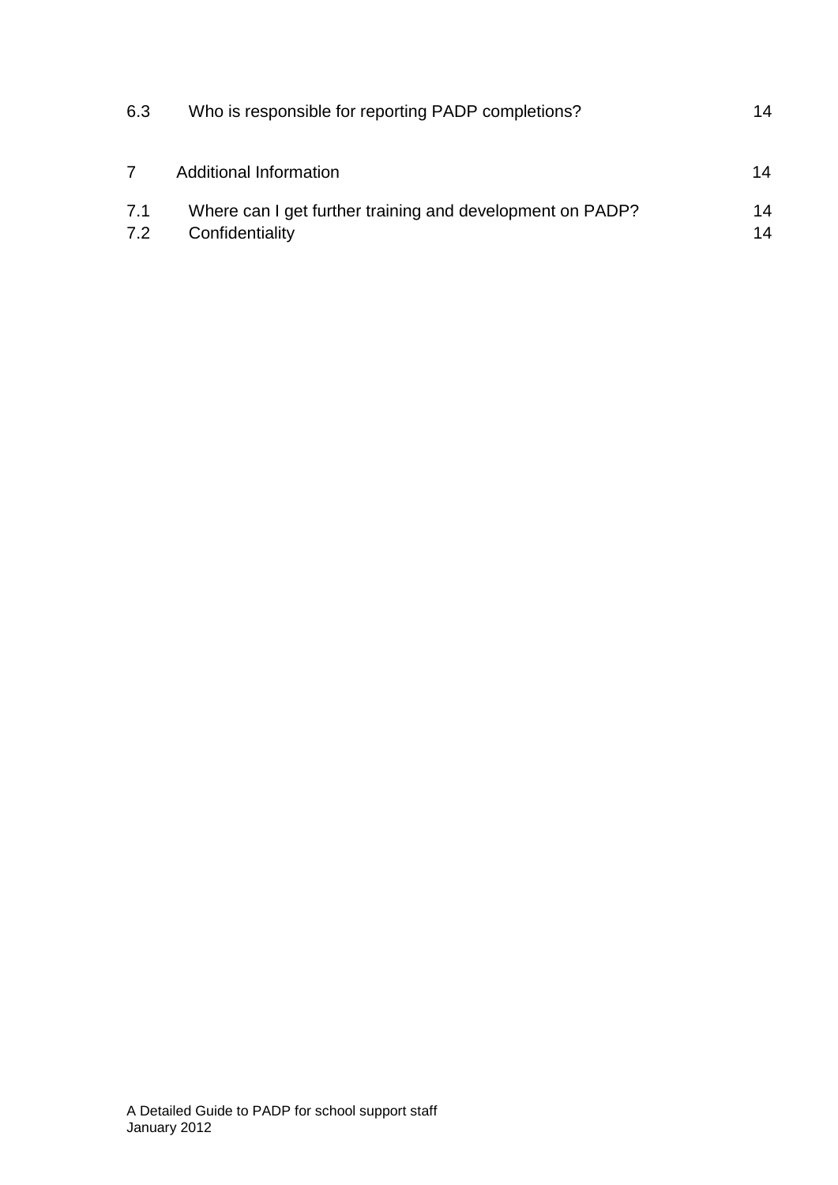| | | |
|---|---|---|
| 6.3 | Who is responsible for reporting PADP completions? | 14 |
| 7 | Additional Information | 14 |
| 7.1 | Where can I get further training and development on PADP? | 14 |
| 7.2 | Confidentiality | 14 |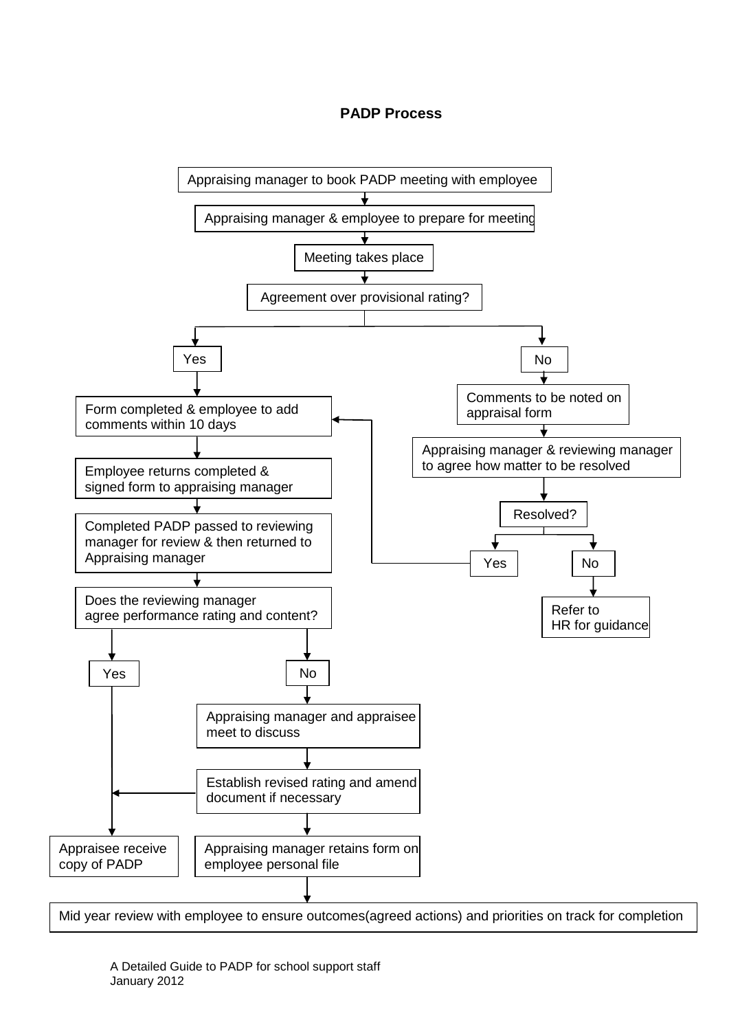## PADP Process

Appraising manager to book PADP meeting with employee

Appraising manager & employee to prepare for meeting

Meeting takes place

Agreement over provisional rating?

**Yes**

- Form completed & employee to add comments within 10 days
- Employee returns completed & signed form to appraising manager
- Completed PADP passed to reviewing manager for review & then returned to Appraising manager
- Does the reviewing manager agree performance rating and content?
  - **Yes**
    - Appraisee receive copy of PADP
  - **No**
    - Appraising manager and appraisee meet to discuss
    - Establish revised rating and amend document if necessary (then: Appraisee receive copy of PADP)
    - Appraising manager retains form on employee personal file
    - Mid year review with employee to ensure outcomes(agreed actions) and priorities on track for completion

**No**

- Comments to be noted on appraisal form
- Appraising manager & reviewing manager to agree how matter to be resolved
- Resolved?
  - **Yes** (go to: Form completed & employee to add comments within 10 days)
  - **No**
    - Refer to HR for guidance

A Detailed Guide to PADP for school support staff
January 2012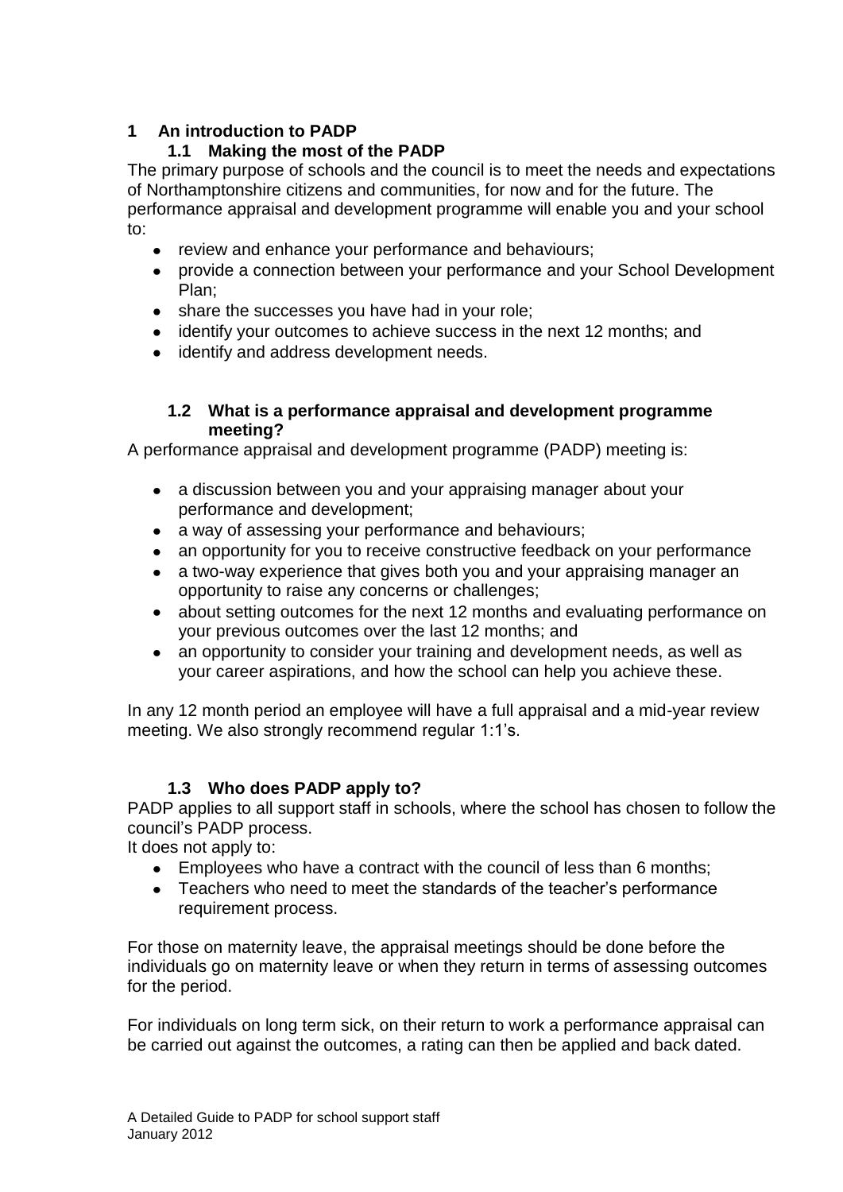# 1 An introduction to PADP

## 1.1 Making the most of the PADP

The primary purpose of schools and the council is to meet the needs and expectations of Northamptonshire citizens and communities, for now and for the future. The performance appraisal and development programme will enable you and your school to:

- review and enhance your performance and behaviours;
- provide a connection between your performance and your School Development Plan;
- share the successes you have had in your role;
- identify your outcomes to achieve success in the next 12 months; and
- identify and address development needs.

## 1.2 What is a performance appraisal and development programme meeting?

A performance appraisal and development programme (PADP) meeting is:

- a discussion between you and your appraising manager about your performance and development;
- a way of assessing your performance and behaviours;
- an opportunity for you to receive constructive feedback on your performance
- a two-way experience that gives both you and your appraising manager an opportunity to raise any concerns or challenges;
- about setting outcomes for the next 12 months and evaluating performance on your previous outcomes over the last 12 months; and
- an opportunity to consider your training and development needs, as well as your career aspirations, and how the school can help you achieve these.

In any 12 month period an employee will have a full appraisal and a mid-year review meeting. We also strongly recommend regular 1:1's.

## 1.3 Who does PADP apply to?

PADP applies to all support staff in schools, where the school has chosen to follow the council's PADP process.

It does not apply to:

- Employees who have a contract with the council of less than 6 months;
- Teachers who need to meet the standards of the teacher's performance requirement process.

For those on maternity leave, the appraisal meetings should be done before the individuals go on maternity leave or when they return in terms of assessing outcomes for the period.

For individuals on long term sick, on their return to work a performance appraisal can be carried out against the outcomes, a rating can then be applied and back dated.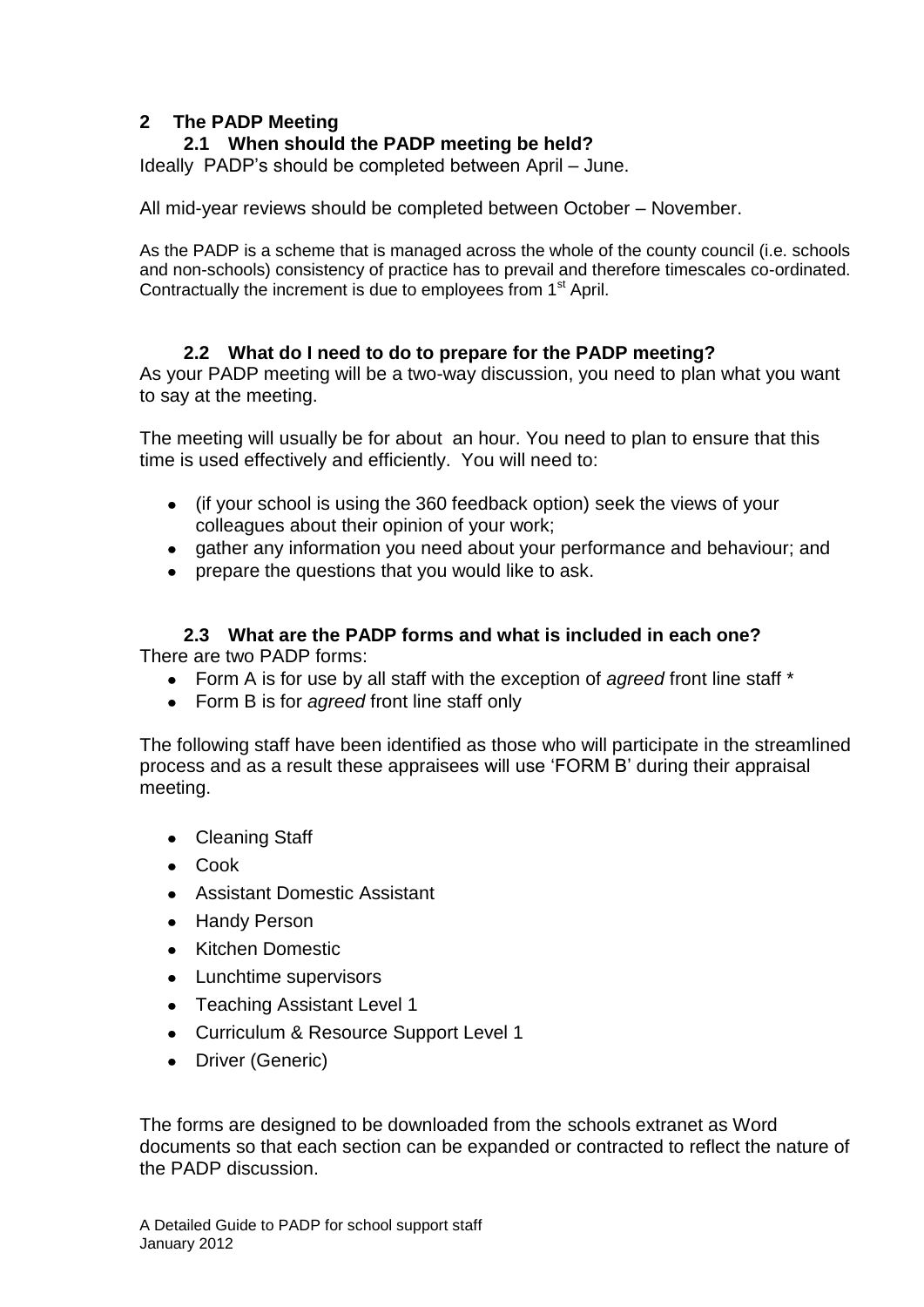## 2 The PADP Meeting

### 2.1 When should the PADP meeting be held?

Ideally PADP's should be completed between April – June.

All mid-year reviews should be completed between October – November.

As the PADP is a scheme that is managed across the whole of the county council (i.e. schools and non-schools) consistency of practice has to prevail and therefore timescales co-ordinated. Contractually the increment is due to employees from 1st April.

### 2.2 What do I need to do to prepare for the PADP meeting?

As your PADP meeting will be a two-way discussion, you need to plan what you want to say at the meeting.

The meeting will usually be for about an hour. You need to plan to ensure that this time is used effectively and efficiently. You will need to:

- (if your school is using the 360 feedback option) seek the views of your colleagues about their opinion of your work;
- gather any information you need about your performance and behaviour; and
- prepare the questions that you would like to ask.

### 2.3 What are the PADP forms and what is included in each one?

There are two PADP forms:

- Form A is for use by all staff with the exception of *agreed* front line staff *
- Form B is for *agreed* front line staff only

The following staff have been identified as those who will participate in the streamlined process and as a result these appraisees will use 'FORM B' during their appraisal meeting.

- Cleaning Staff
- Cook
- Assistant Domestic Assistant
- Handy Person
- Kitchen Domestic
- Lunchtime supervisors
- Teaching Assistant Level 1
- Curriculum & Resource Support Level 1
- Driver (Generic)

The forms are designed to be downloaded from the schools extranet as Word documents so that each section can be expanded or contracted to reflect the nature of the PADP discussion.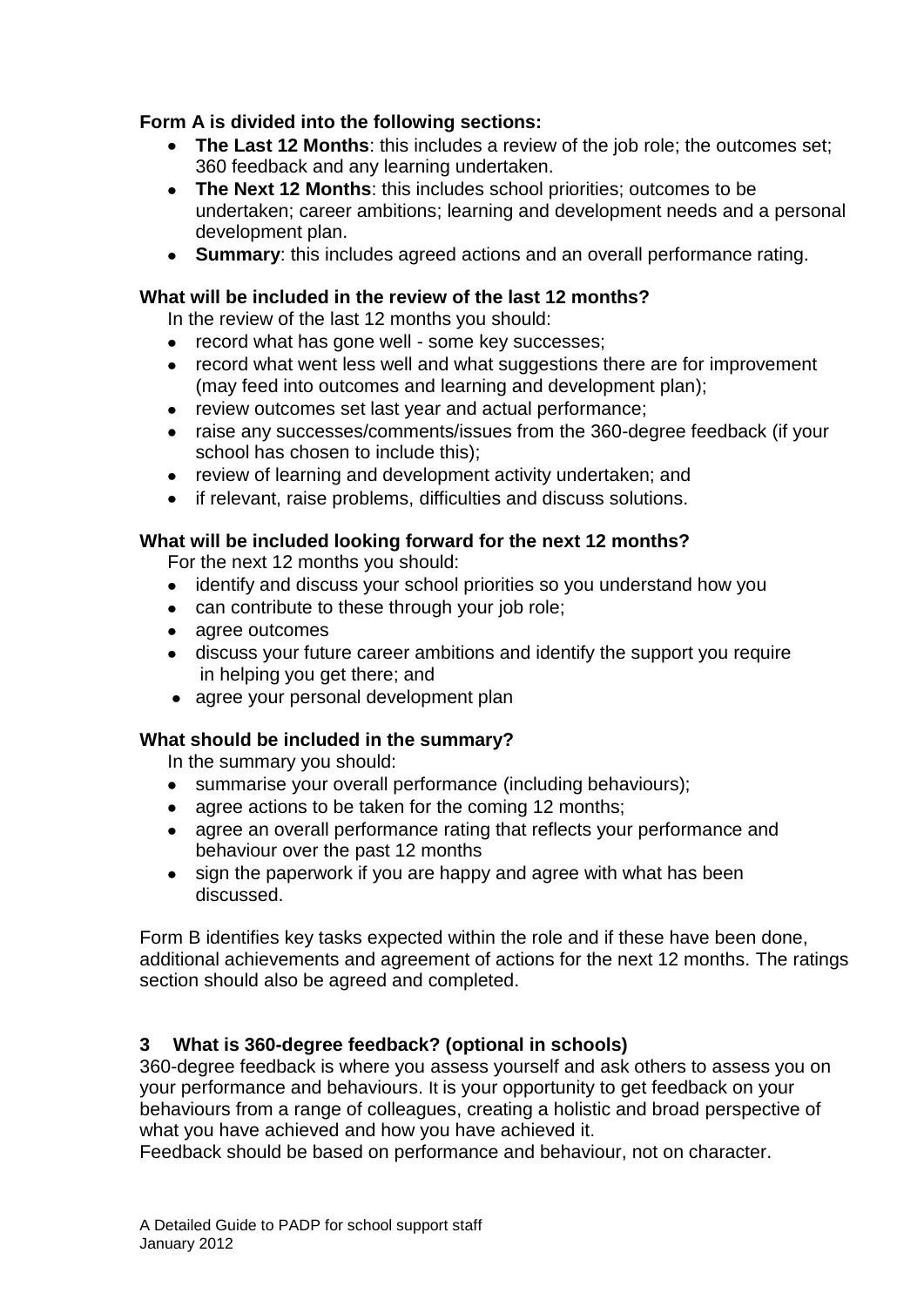**Form A is divided into the following sections:**

- **The Last 12 Months**: this includes a review of the job role; the outcomes set; 360 feedback and any learning undertaken.
- **The Next 12 Months**: this includes school priorities; outcomes to be undertaken; career ambitions; learning and development needs and a personal development plan.
- **Summary**: this includes agreed actions and an overall performance rating.

**What will be included in the review of the last 12 months?**

In the review of the last 12 months you should:

- record what has gone well - some key successes;
- record what went less well and what suggestions there are for improvement (may feed into outcomes and learning and development plan);
- review outcomes set last year and actual performance;
- raise any successes/comments/issues from the 360-degree feedback (if your school has chosen to include this);
- review of learning and development activity undertaken; and
- if relevant, raise problems, difficulties and discuss solutions.

**What will be included looking forward for the next 12 months?**

For the next 12 months you should:

- identify and discuss your school priorities so you understand how you
- can contribute to these through your job role;
- agree outcomes
- discuss your future career ambitions and identify the support you require in helping you get there; and
- agree your personal development plan

**What should be included in the summary?**

In the summary you should:

- summarise your overall performance (including behaviours);
- agree actions to be taken for the coming 12 months;
- agree an overall performance rating that reflects your performance and behaviour over the past 12 months
- sign the paperwork if you are happy and agree with what has been discussed.

Form B identifies key tasks expected within the role and if these have been done, additional achievements and agreement of actions for the next 12 months. The ratings section should also be agreed and completed.

### 3 What is 360-degree feedback? (optional in schools)

360-degree feedback is where you assess yourself and ask others to assess you on your performance and behaviours. It is your opportunity to get feedback on your behaviours from a range of colleagues, creating a holistic and broad perspective of what you have achieved and how you have achieved it.

Feedback should be based on performance and behaviour, not on character.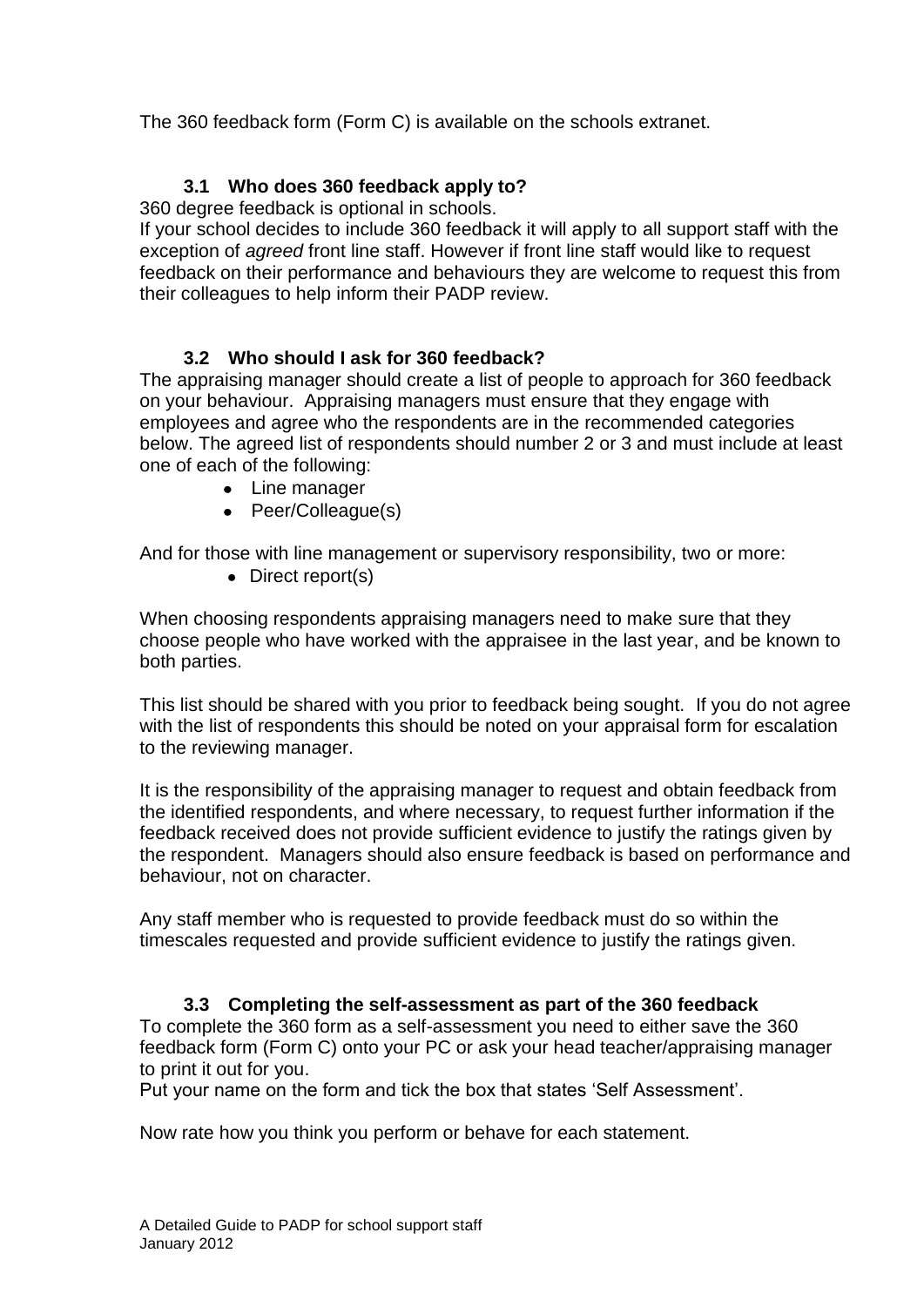The 360 feedback form (Form C) is available on the schools extranet.

### 3.1 Who does 360 feedback apply to?

360 degree feedback is optional in schools.

If your school decides to include 360 feedback it will apply to all support staff with the exception of *agreed* front line staff. However if front line staff would like to request feedback on their performance and behaviours they are welcome to request this from their colleagues to help inform their PADP review.

### 3.2 Who should I ask for 360 feedback?

The appraising manager should create a list of people to approach for 360 feedback on your behaviour. Appraising managers must ensure that they engage with employees and agree who the respondents are in the recommended categories below. The agreed list of respondents should number 2 or 3 and must include at least one of each of the following:

- Line manager
- Peer/Colleague(s)

And for those with line management or supervisory responsibility, two or more:

- Direct report(s)

When choosing respondents appraising managers need to make sure that they choose people who have worked with the appraisee in the last year, and be known to both parties.

This list should be shared with you prior to feedback being sought. If you do not agree with the list of respondents this should be noted on your appraisal form for escalation to the reviewing manager.

It is the responsibility of the appraising manager to request and obtain feedback from the identified respondents, and where necessary, to request further information if the feedback received does not provide sufficient evidence to justify the ratings given by the respondent. Managers should also ensure feedback is based on performance and behaviour, not on character.

Any staff member who is requested to provide feedback must do so within the timescales requested and provide sufficient evidence to justify the ratings given.

### 3.3 Completing the self-assessment as part of the 360 feedback

To complete the 360 form as a self-assessment you need to either save the 360 feedback form (Form C) onto your PC or ask your head teacher/appraising manager to print it out for you.

Put your name on the form and tick the box that states 'Self Assessment'.

Now rate how you think you perform or behave for each statement.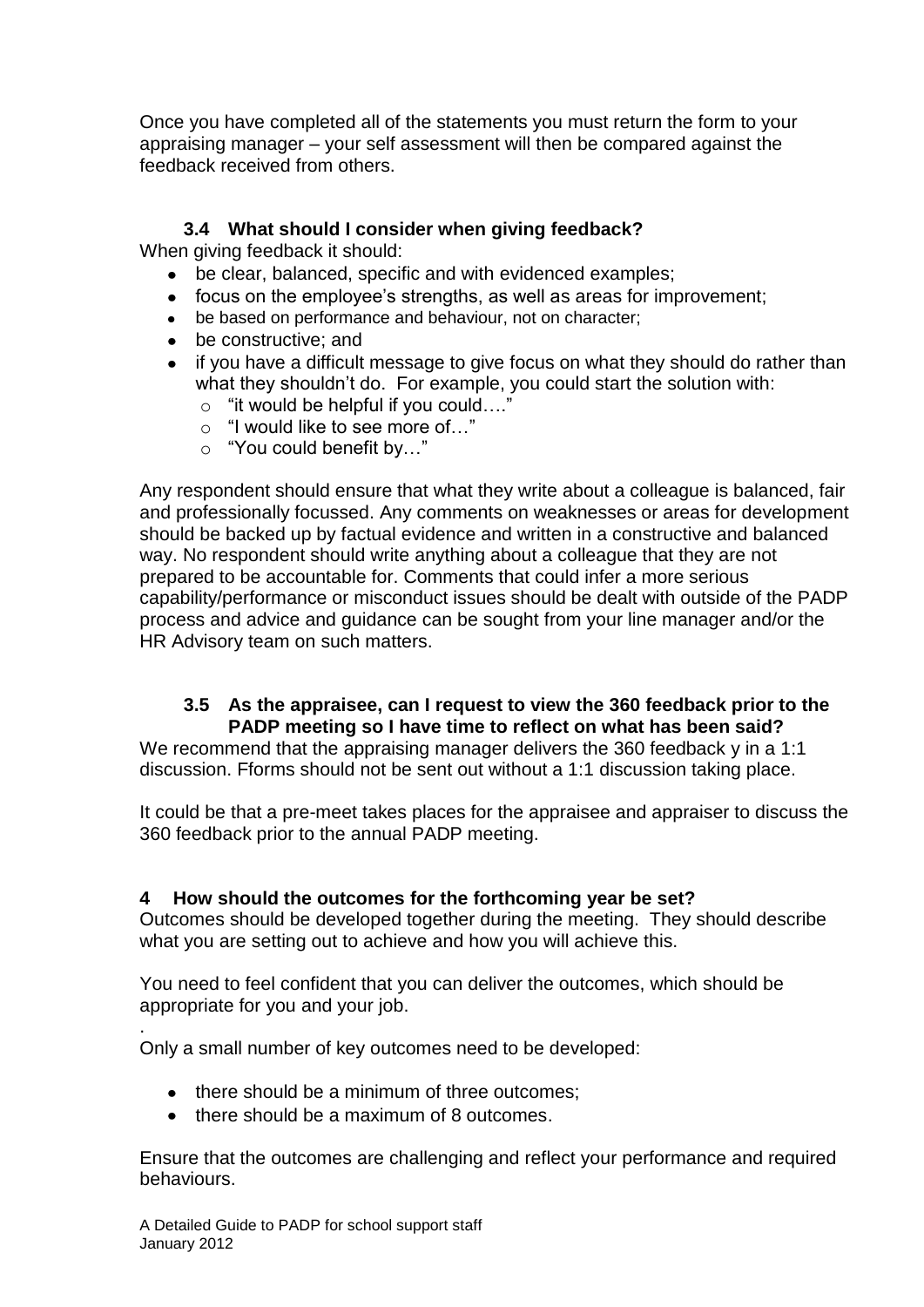Once you have completed all of the statements you must return the form to your appraising manager – your self assessment will then be compared against the feedback received from others.

### 3.4 What should I consider when giving feedback?

When giving feedback it should:

- be clear, balanced, specific and with evidenced examples;
- focus on the employee's strengths, as well as areas for improvement;
- be based on performance and behaviour, not on character;
- be constructive; and
- if you have a difficult message to give focus on what they should do rather than what they shouldn't do. For example, you could start the solution with:
  - "it would be helpful if you could…."
  - "I would like to see more of…"
  - "You could benefit by…"

Any respondent should ensure that what they write about a colleague is balanced, fair and professionally focussed. Any comments on weaknesses or areas for development should be backed up by factual evidence and written in a constructive and balanced way. No respondent should write anything about a colleague that they are not prepared to be accountable for. Comments that could infer a more serious capability/performance or misconduct issues should be dealt with outside of the PADP process and advice and guidance can be sought from your line manager and/or the HR Advisory team on such matters.

### 3.5 As the appraisee, can I request to view the 360 feedback prior to the PADP meeting so I have time to reflect on what has been said?

We recommend that the appraising manager delivers the 360 feedback y in a 1:1 discussion. Fforms should not be sent out without a 1:1 discussion taking place.

It could be that a pre-meet takes places for the appraisee and appraiser to discuss the 360 feedback prior to the annual PADP meeting.

## 4 How should the outcomes for the forthcoming year be set?

Outcomes should be developed together during the meeting. They should describe what you are setting out to achieve and how you will achieve this.

You need to feel confident that you can deliver the outcomes, which should be appropriate for you and your job.

.

Only a small number of key outcomes need to be developed:

- there should be a minimum of three outcomes;
- there should be a maximum of 8 outcomes.

Ensure that the outcomes are challenging and reflect your performance and required behaviours.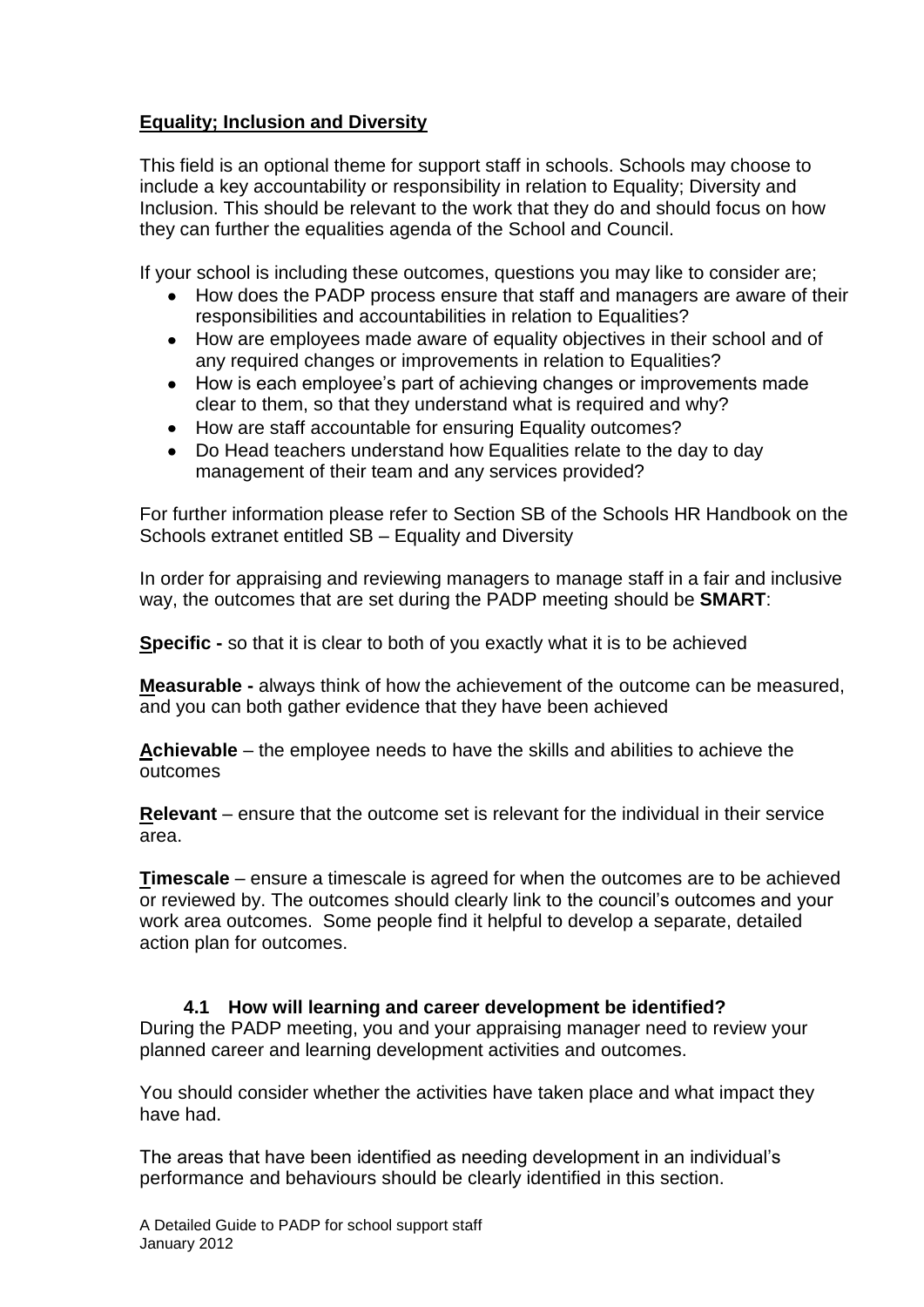**Equality; Inclusion and Diversity**

This field is an optional theme for support staff in schools. Schools may choose to include a key accountability or responsibility in relation to Equality; Diversity and Inclusion. This should be relevant to the work that they do and should focus on how they can further the equalities agenda of the School and Council.

If your school is including these outcomes, questions you may like to consider are;

- How does the PADP process ensure that staff and managers are aware of their responsibilities and accountabilities in relation to Equalities?
- How are employees made aware of equality objectives in their school and of any required changes or improvements in relation to Equalities?
- How is each employee's part of achieving changes or improvements made clear to them, so that they understand what is required and why?
- How are staff accountable for ensuring Equality outcomes?
- Do Head teachers understand how Equalities relate to the day to day management of their team and any services provided?

For further information please refer to Section SB of the Schools HR Handbook on the Schools extranet entitled SB – Equality and Diversity

In order for appraising and reviewing managers to manage staff in a fair and inclusive way, the outcomes that are set during the PADP meeting should be **SMART**:

**S**pecific - so that it is clear to both of you exactly what it is to be achieved

**M**easurable - always think of how the achievement of the outcome can be measured, and you can both gather evidence that they have been achieved

**A**chievable – the employee needs to have the skills and abilities to achieve the outcomes

**R**elevant – ensure that the outcome set is relevant for the individual in their service area.

**T**imescale – ensure a timescale is agreed for when the outcomes are to be achieved or reviewed by. The outcomes should clearly link to the council's outcomes and your work area outcomes. Some people find it helpful to develop a separate, detailed action plan for outcomes.

### 4.1 How will learning and career development be identified?

During the PADP meeting, you and your appraising manager need to review your planned career and learning development activities and outcomes.

You should consider whether the activities have taken place and what impact they have had.

The areas that have been identified as needing development in an individual's performance and behaviours should be clearly identified in this section.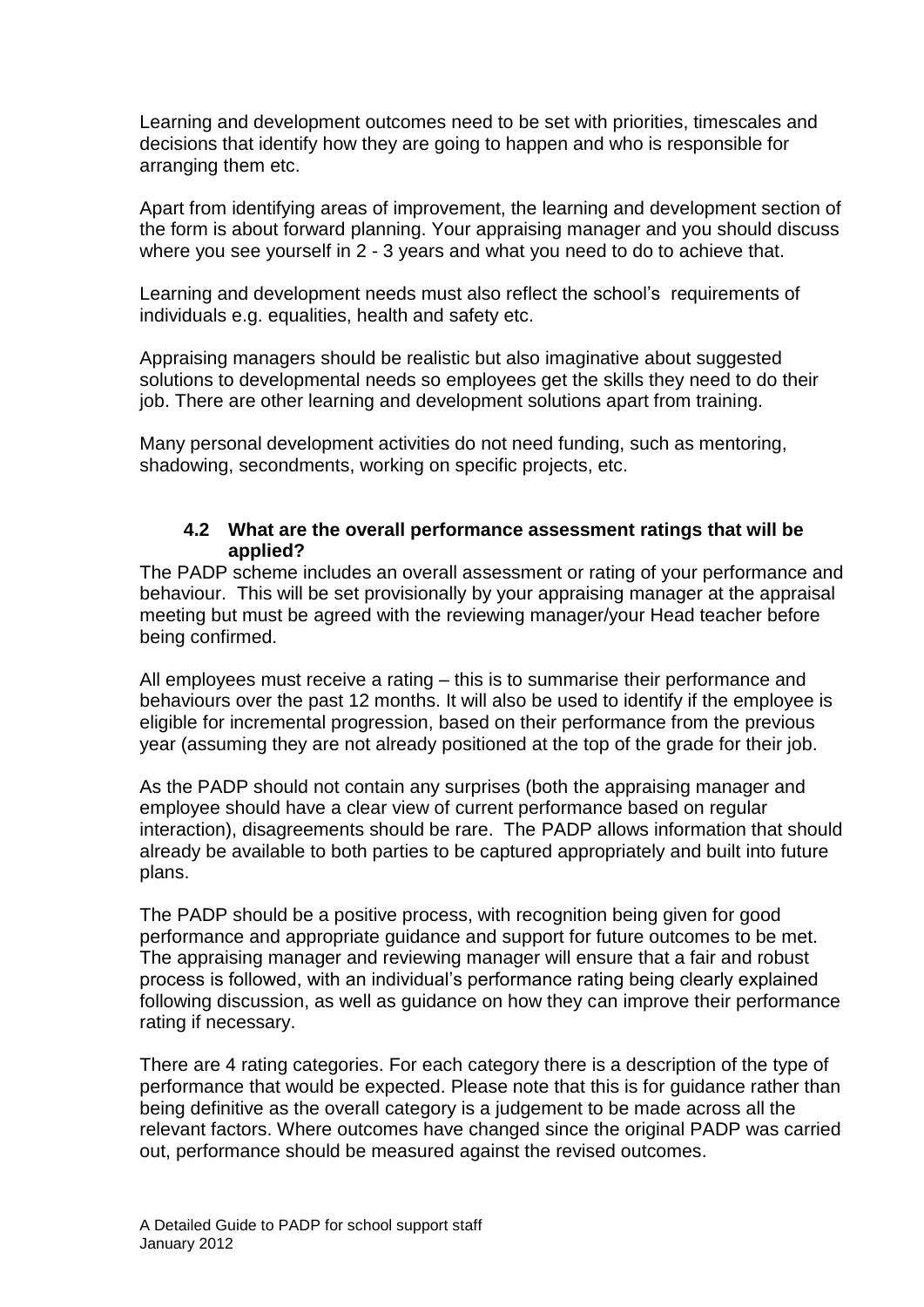Learning and development outcomes need to be set with priorities, timescales and decisions that identify how they are going to happen and who is responsible for arranging them etc.

Apart from identifying areas of improvement, the learning and development section of the form is about forward planning. Your appraising manager and you should discuss where you see yourself in 2 - 3 years and what you need to do to achieve that.

Learning and development needs must also reflect the school's requirements of individuals e.g. equalities, health and safety etc.

Appraising managers should be realistic but also imaginative about suggested solutions to developmental needs so employees get the skills they need to do their job. There are other learning and development solutions apart from training.

Many personal development activities do not need funding, such as mentoring, shadowing, secondments, working on specific projects, etc.

### 4.2 What are the overall performance assessment ratings that will be applied?

The PADP scheme includes an overall assessment or rating of your performance and behaviour. This will be set provisionally by your appraising manager at the appraisal meeting but must be agreed with the reviewing manager/your Head teacher before being confirmed.

All employees must receive a rating – this is to summarise their performance and behaviours over the past 12 months. It will also be used to identify if the employee is eligible for incremental progression, based on their performance from the previous year (assuming they are not already positioned at the top of the grade for their job.

As the PADP should not contain any surprises (both the appraising manager and employee should have a clear view of current performance based on regular interaction), disagreements should be rare. The PADP allows information that should already be available to both parties to be captured appropriately and built into future plans.

The PADP should be a positive process, with recognition being given for good performance and appropriate guidance and support for future outcomes to be met. The appraising manager and reviewing manager will ensure that a fair and robust process is followed, with an individual's performance rating being clearly explained following discussion, as well as guidance on how they can improve their performance rating if necessary.

There are 4 rating categories. For each category there is a description of the type of performance that would be expected. Please note that this is for guidance rather than being definitive as the overall category is a judgement to be made across all the relevant factors. Where outcomes have changed since the original PADP was carried out, performance should be measured against the revised outcomes.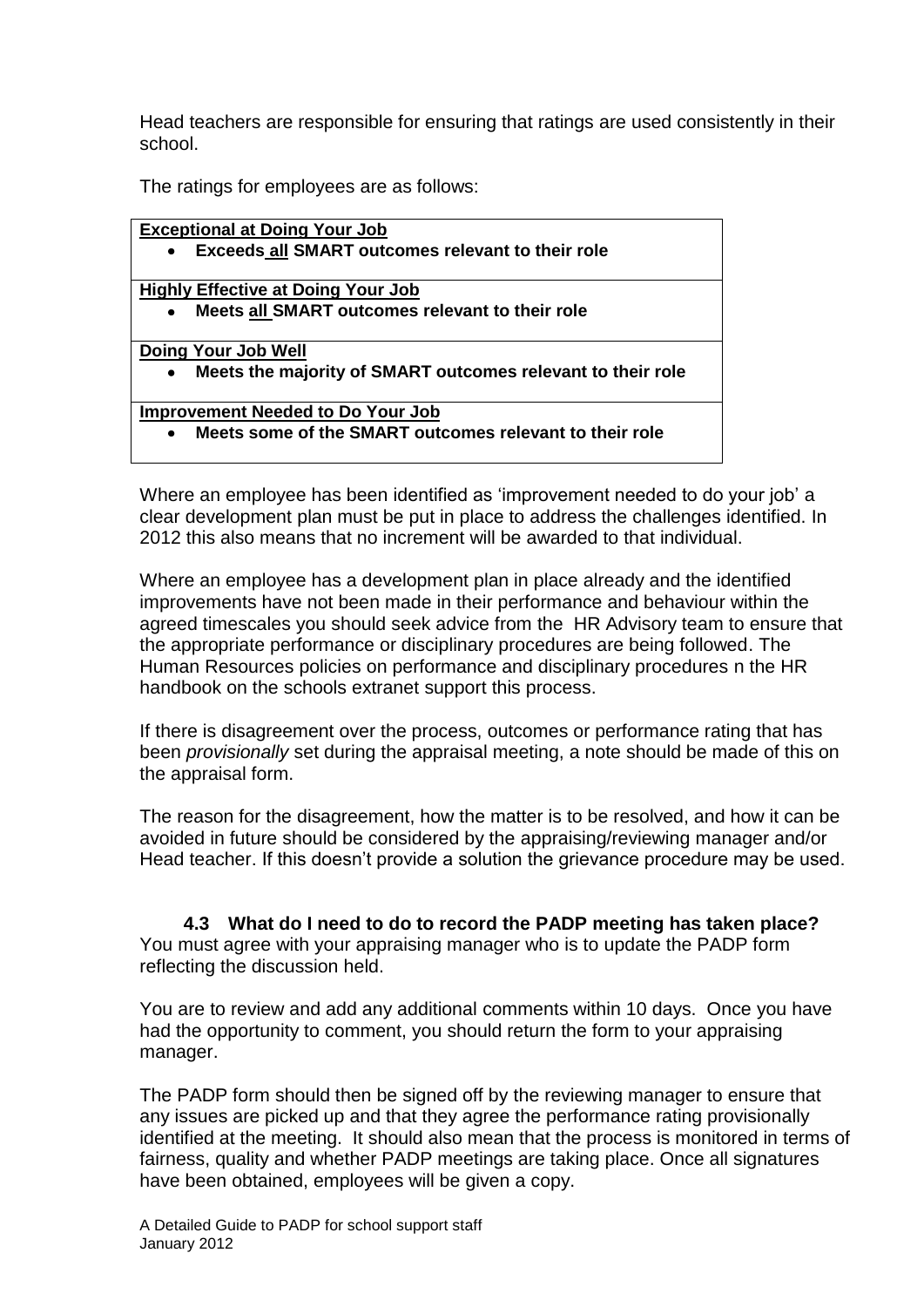Head teachers are responsible for ensuring that ratings are used consistently in their school.

The ratings for employees are as follows:

| **Exceptional at Doing Your Job**<br>• **Exceeds all SMART outcomes relevant to their role** |
|---|
| **Highly Effective at Doing Your Job**<br>• **Meets all SMART outcomes relevant to their role** |
| **Doing Your Job Well**<br>• **Meets the majority of SMART outcomes relevant to their role** |
| **Improvement Needed to Do Your Job**<br>• **Meets some of the SMART outcomes relevant to their role** |

Where an employee has been identified as 'improvement needed to do your job' a clear development plan must be put in place to address the challenges identified. In 2012 this also means that no increment will be awarded to that individual.

Where an employee has a development plan in place already and the identified improvements have not been made in their performance and behaviour within the agreed timescales you should seek advice from the HR Advisory team to ensure that the appropriate performance or disciplinary procedures are being followed. The Human Resources policies on performance and disciplinary procedures n the HR handbook on the schools extranet support this process.

If there is disagreement over the process, outcomes or performance rating that has been *provisionally* set during the appraisal meeting, a note should be made of this on the appraisal form.

The reason for the disagreement, how the matter is to be resolved, and how it can be avoided in future should be considered by the appraising/reviewing manager and/or Head teacher. If this doesn't provide a solution the grievance procedure may be used.

### 4.3 What do I need to do to record the PADP meeting has taken place?

You must agree with your appraising manager who is to update the PADP form reflecting the discussion held.

You are to review and add any additional comments within 10 days. Once you have had the opportunity to comment, you should return the form to your appraising manager.

The PADP form should then be signed off by the reviewing manager to ensure that any issues are picked up and that they agree the performance rating provisionally identified at the meeting. It should also mean that the process is monitored in terms of fairness, quality and whether PADP meetings are taking place. Once all signatures have been obtained, employees will be given a copy.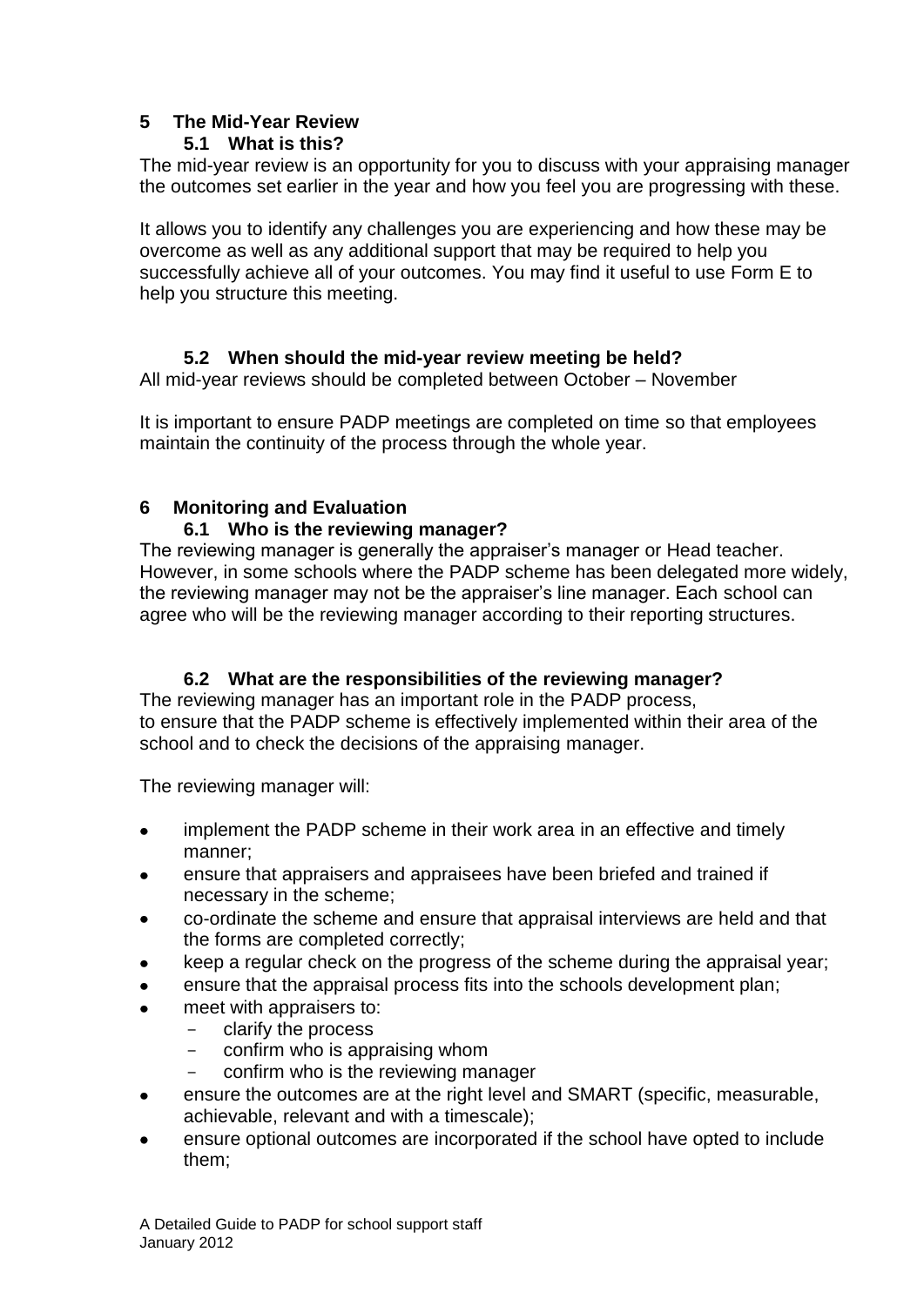## 5 The Mid-Year Review

### 5.1 What is this?

The mid-year review is an opportunity for you to discuss with your appraising manager the outcomes set earlier in the year and how you feel you are progressing with these.

It allows you to identify any challenges you are experiencing and how these may be overcome as well as any additional support that may be required to help you successfully achieve all of your outcomes. You may find it useful to use Form E to help you structure this meeting.

### 5.2 When should the mid-year review meeting be held?

All mid-year reviews should be completed between October – November

It is important to ensure PADP meetings are completed on time so that employees maintain the continuity of the process through the whole year.

## 6 Monitoring and Evaluation

### 6.1 Who is the reviewing manager?

The reviewing manager is generally the appraiser's manager or Head teacher. However, in some schools where the PADP scheme has been delegated more widely, the reviewing manager may not be the appraiser's line manager. Each school can agree who will be the reviewing manager according to their reporting structures.

### 6.2 What are the responsibilities of the reviewing manager?

The reviewing manager has an important role in the PADP process, to ensure that the PADP scheme is effectively implemented within their area of the school and to check the decisions of the appraising manager.

The reviewing manager will:

- implement the PADP scheme in their work area in an effective and timely manner;
- ensure that appraisers and appraisees have been briefed and trained if necessary in the scheme;
- co-ordinate the scheme and ensure that appraisal interviews are held and that the forms are completed correctly;
- keep a regular check on the progress of the scheme during the appraisal year;
- ensure that the appraisal process fits into the schools development plan;
- meet with appraisers to:
  - clarify the process
  - confirm who is appraising whom
  - confirm who is the reviewing manager
- ensure the outcomes are at the right level and SMART (specific, measurable, achievable, relevant and with a timescale);
- ensure optional outcomes are incorporated if the school have opted to include them;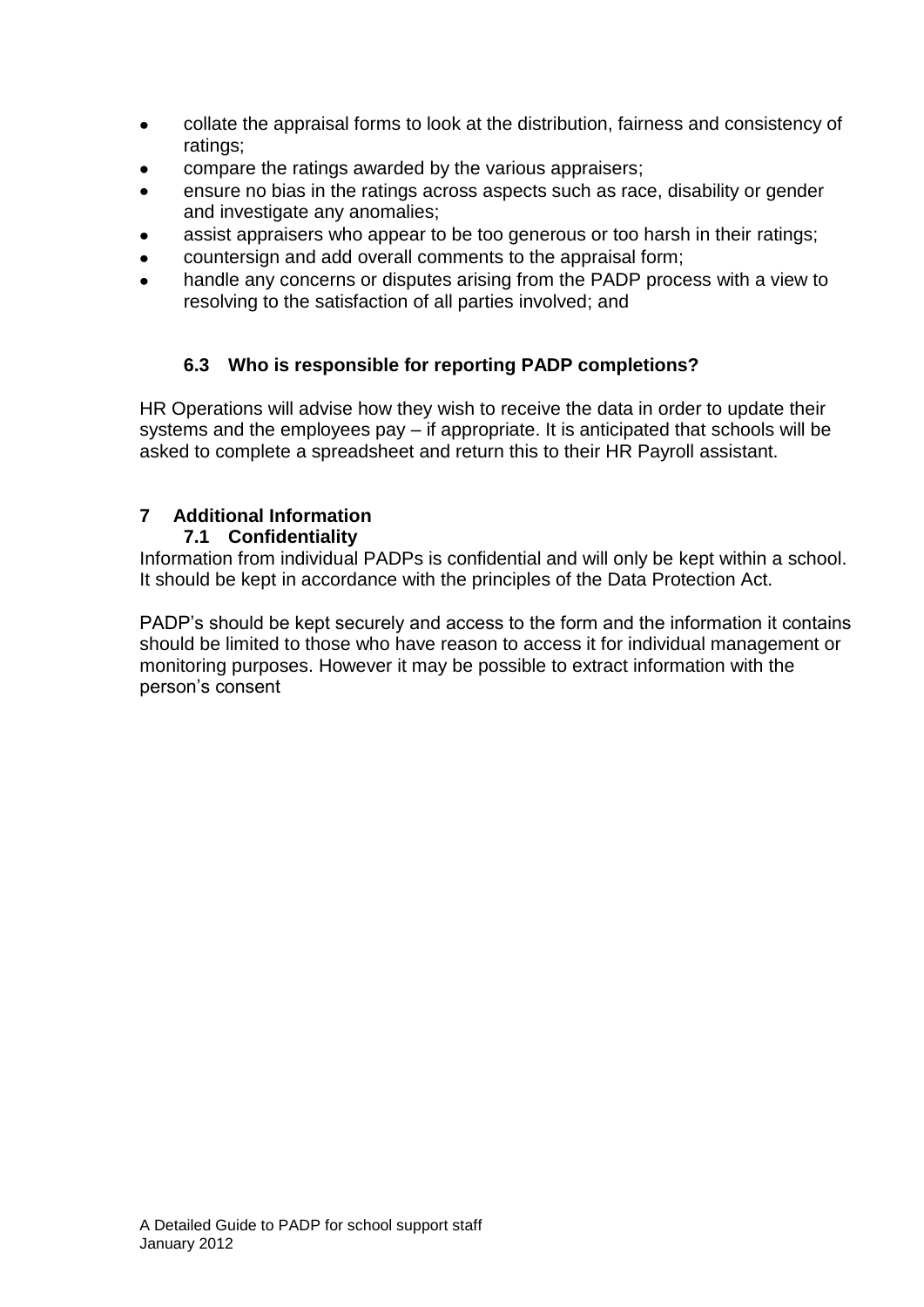- collate the appraisal forms to look at the distribution, fairness and consistency of ratings;
- compare the ratings awarded by the various appraisers;
- ensure no bias in the ratings across aspects such as race, disability or gender and investigate any anomalies;
- assist appraisers who appear to be too generous or too harsh in their ratings;
- countersign and add overall comments to the appraisal form;
- handle any concerns or disputes arising from the PADP process with a view to resolving to the satisfaction of all parties involved; and

### 6.3 Who is responsible for reporting PADP completions?

HR Operations will advise how they wish to receive the data in order to update their systems and the employees pay – if appropriate. It is anticipated that schools will be asked to complete a spreadsheet and return this to their HR Payroll assistant.

## 7 Additional Information

### 7.1 Confidentiality

Information from individual PADPs is confidential and will only be kept within a school. It should be kept in accordance with the principles of the Data Protection Act.

PADP's should be kept securely and access to the form and the information it contains should be limited to those who have reason to access it for individual management or monitoring purposes. However it may be possible to extract information with the person's consent